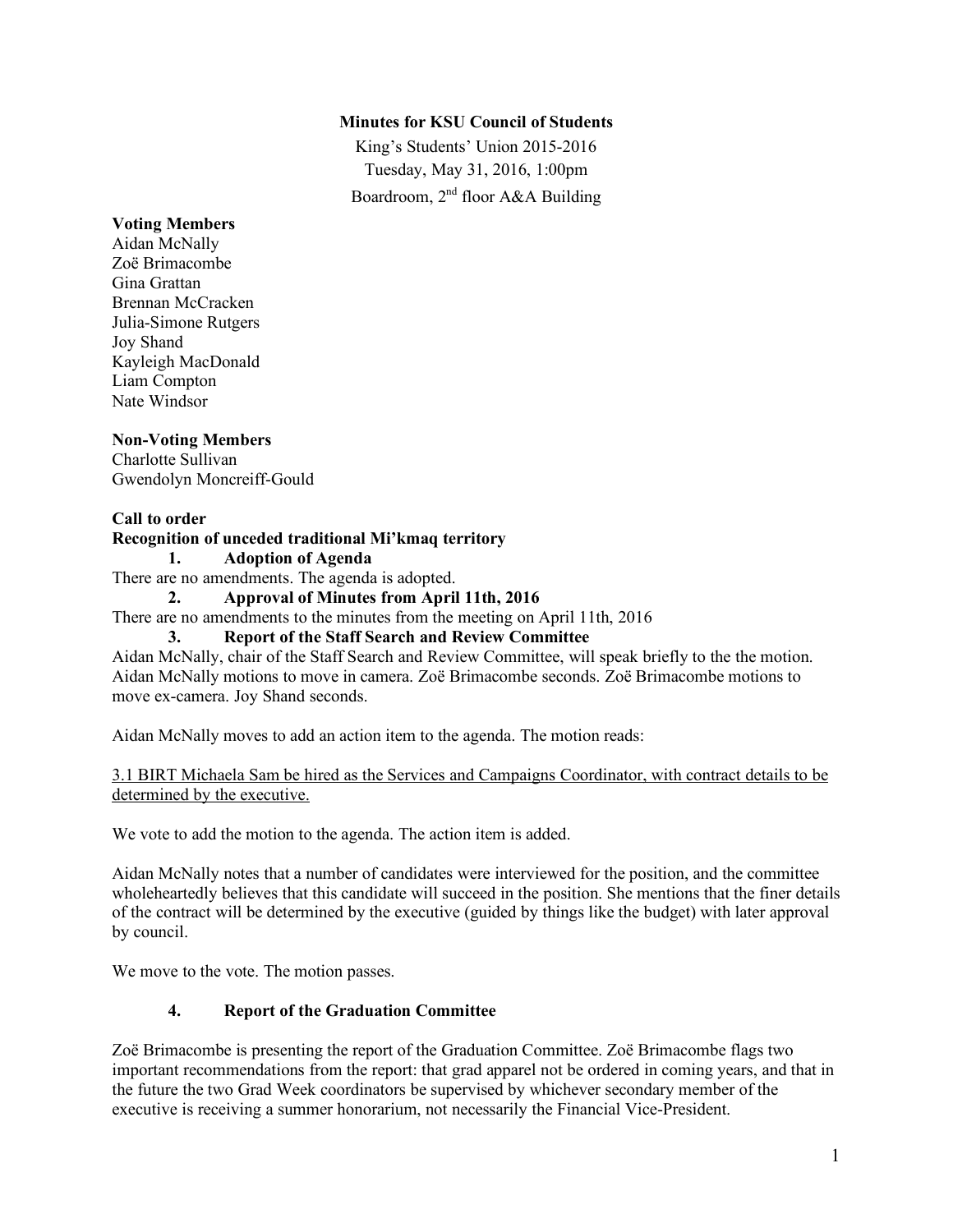**Minutes for KSU Council of Students**

King's Students' Union 2015-2016

Tuesday, May 31, 2016, 1:00pm

Boardroom, 2nd floor A&A Building

**Voting Members**

Aidan McNally
Zoë Brimacombe
Gina Grattan
Brennan McCracken
Julia-Simone Rutgers
Joy Shand
Kayleigh MacDonald
Liam Compton
Nate Windsor

**Non-Voting Members**

Charlotte Sullivan
Gwendolyn Moncreiff-Gould

**Call to order**

**Recognition of unceded traditional Mi'kmaq territory**

**1. Adoption of Agenda**

There are no amendments. The agenda is adopted.

**2. Approval of Minutes from April 11th, 2016**

There are no amendments to the minutes from the meeting on April 11th, 2016

**3. Report of the Staff Search and Review Committee**

Aidan McNally, chair of the Staff Search and Review Committee, will speak briefly to the the motion. Aidan McNally motions to move in camera. Zoë Brimacombe seconds. Zoë Brimacombe motions to move ex-camera. Joy Shand seconds.

Aidan McNally moves to add an action item to the agenda. The motion reads:

<u>3.1 BIRT Michaela Sam be hired as the Services and Campaigns Coordinator, with contract details to be determined by the executive.</u>

We vote to add the motion to the agenda. The action item is added.

Aidan McNally notes that a number of candidates were interviewed for the position, and the committee wholeheartedly believes that this candidate will succeed in the position. She mentions that the finer details of the contract will be determined by the executive (guided by things like the budget) with later approval by council.

We move to the vote. The motion passes.

**4. Report of the Graduation Committee**

Zoë Brimacombe is presenting the report of the Graduation Committee. Zoë Brimacombe flags two important recommendations from the report: that grad apparel not be ordered in coming years, and that in the future the two Grad Week coordinators be supervised by whichever secondary member of the executive is receiving a summer honorarium, not necessarily the Financial Vice-President.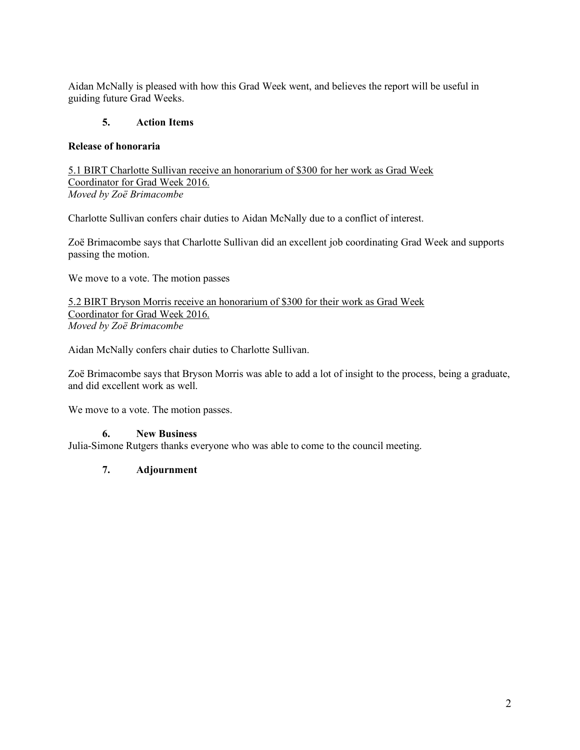Aidan McNally is pleased with how this Grad Week went, and believes the report will be useful in guiding future Grad Weeks.

### 5. Action Items

**Release of honoraria**

<u>5.1 BIRT Charlotte Sullivan receive an honorarium of $300 for her work as Grad Week Coordinator for Grad Week 2016.</u>
*Moved by Zoë Brimacombe*

Charlotte Sullivan confers chair duties to Aidan McNally due to a conflict of interest.

Zoë Brimacombe says that Charlotte Sullivan did an excellent job coordinating Grad Week and supports passing the motion.

We move to a vote. The motion passes

<u>5.2 BIRT Bryson Morris receive an honorarium of $300 for their work as Grad Week Coordinator for Grad Week 2016.</u>
*Moved by Zoë Brimacombe*

Aidan McNally confers chair duties to Charlotte Sullivan.

Zoë Brimacombe says that Bryson Morris was able to add a lot of insight to the process, being a graduate, and did excellent work as well.

We move to a vote. The motion passes.

### 6. New Business

Julia-Simone Rutgers thanks everyone who was able to come to the council meeting.

### 7. Adjournment